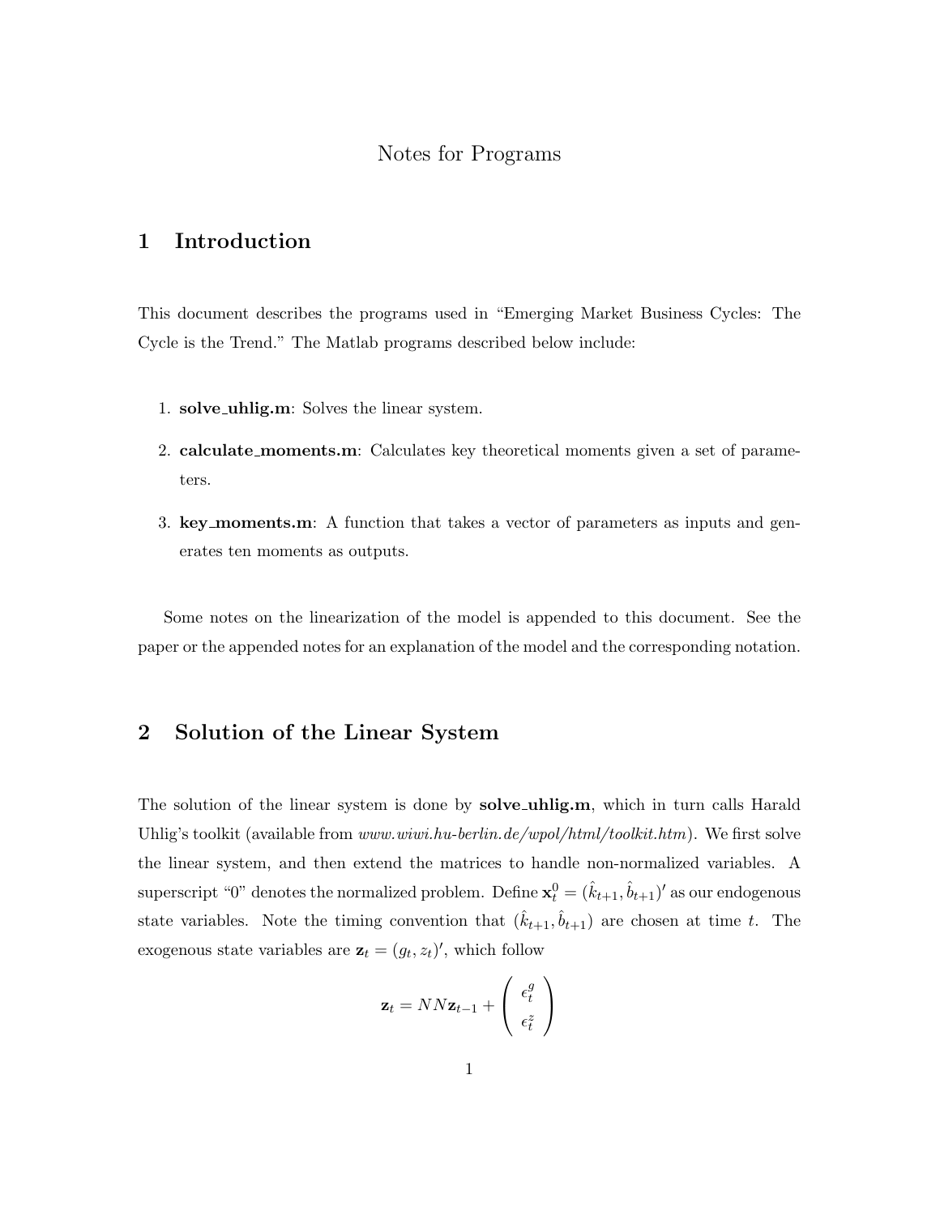# Notes for Programs

## 1 Introduction

This document describes the programs used in "Emerging Market Business Cycles: The Cycle is the Trend." The Matlab programs described below include:

1. **solve_uhlig.m**: Solves the linear system.
2. **calculate_moments.m**: Calculates key theoretical moments given a set of parameters.
3. **key_moments.m**: A function that takes a vector of parameters as inputs and generates ten moments as outputs.

Some notes on the linearization of the model is appended to this document. See the paper or the appended notes for an explanation of the model and the corresponding notation.

## 2 Solution of the Linear System

The solution of the linear system is done by **solve_uhlig.m**, which in turn calls Harald Uhlig's toolkit (available from *www.wiwi.hu-berlin.de/wpol/html/toolkit.htm*). We first solve the linear system, and then extend the matrices to handle non-normalized variables. A superscript "0" denotes the normalized problem. Define $\mathbf{x}_t^0 = (\hat{k}_{t+1}, \hat{b}_{t+1})'$ as our endogenous state variables. Note the timing convention that $(\hat{k}_{t+1}, \hat{b}_{t+1})$ are chosen at time $t$. The exogenous state variables are $\mathbf{z}_t = (g_t, z_t)'$, which follow

$$\mathbf{z}_t = NN\mathbf{z}_{t-1} + \begin{pmatrix} \epsilon_t^g \\ \epsilon_t^z \end{pmatrix}$$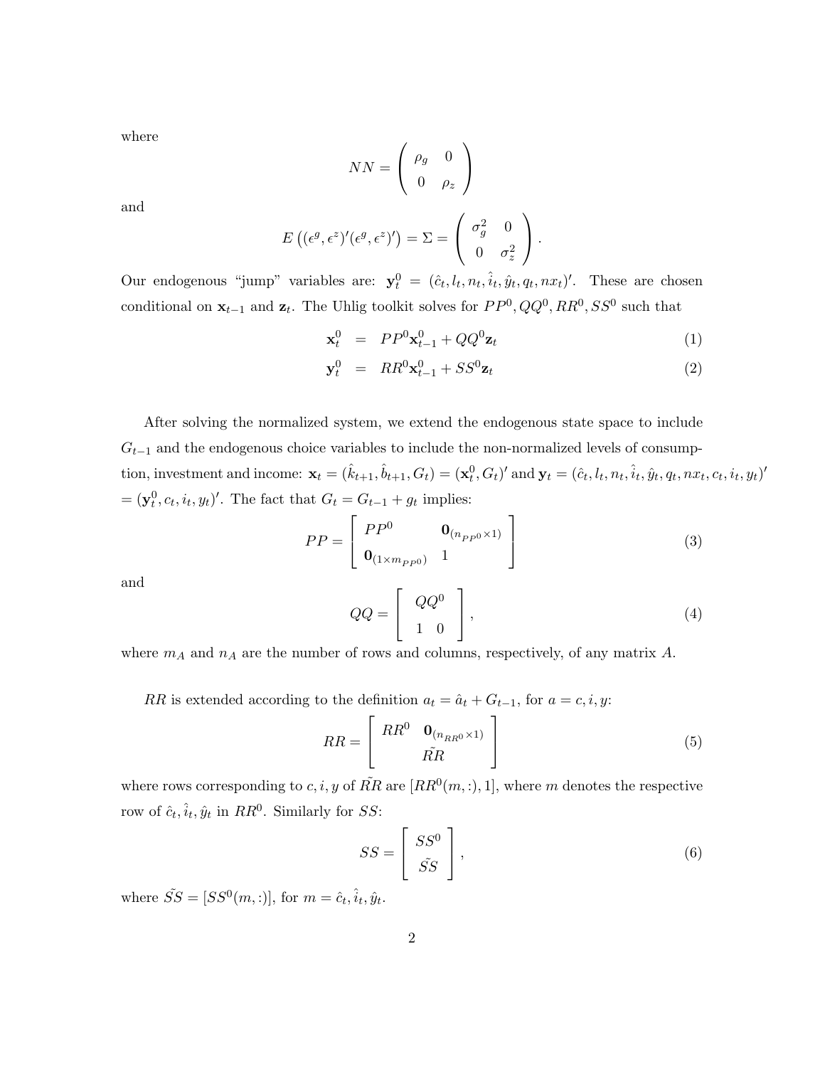where

$$NN = \begin{pmatrix} \rho_g & 0 \\ 0 & \rho_z \end{pmatrix}$$

and

$$E\left((\epsilon^g, \epsilon^z)'(\epsilon^g, \epsilon^z)'\right) = \Sigma = \begin{pmatrix} \sigma_g^2 & 0 \\ 0 & \sigma_z^2 \end{pmatrix}.$$

Our endogenous "jump" variables are: $\mathbf{y}_t^0 = (\hat{c}_t, l_t, n_t, \hat{i}_t, \hat{y}_t, q_t, nx_t)'$. These are chosen conditional on $\mathbf{x}_{t-1}$ and $\mathbf{z}_t$. The Uhlig toolkit solves for $PP^0, QQ^0, RR^0, SS^0$ such that

$$\mathbf{x}_t^0 = PP^0 \mathbf{x}_{t-1}^0 + QQ^0 \mathbf{z}_t \tag{1}$$

$$\mathbf{y}_t^0 = RR^0 \mathbf{x}_{t-1}^0 + SS^0 \mathbf{z}_t \tag{2}$$

After solving the normalized system, we extend the endogenous state space to include $G_{t-1}$ and the endogenous choice variables to include the non-normalized levels of consumption, investment and income: $\mathbf{x}_t = (\hat{k}_{t+1}, \hat{b}_{t+1}, G_t) = (\mathbf{x}_t^0, G_t)'$ and $\mathbf{y}_t = (\hat{c}_t, l_t, n_t, \hat{i}_t, \hat{y}_t, q_t, nx_t, c_t, i_t, y_t)'$ $= (\mathbf{y}_t^0, c_t, i_t, y_t)'$. The fact that $G_t = G_{t-1} + g_t$ implies:

$$PP = \begin{bmatrix} PP^0 & \mathbf{0}_{(n_{PP^0} \times 1)} \\ \mathbf{0}_{(1 \times m_{PP^0})} & 1 \end{bmatrix} \tag{3}$$

and

$$QQ = \begin{bmatrix} QQ^0 \\ 1 \quad 0 \end{bmatrix}, \tag{4}$$

where $m_A$ and $n_A$ are the number of rows and columns, respectively, of any matrix $A$.

$RR$ is extended according to the definition $a_t = \hat{a}_t + G_{t-1}$, for $a = c, i, y$:

$$RR = \begin{bmatrix} RR^0 & \mathbf{0}_{(n_{RR^0} \times 1)} \\ & \tilde{RR} \end{bmatrix} \tag{5}$$

where rows corresponding to $c, i, y$ of $\tilde{RR}$ are $[RR^0(m,:), 1]$, where $m$ denotes the respective row of $\hat{c}_t, \hat{i}_t, \hat{y}_t$ in $RR^0$. Similarly for $SS$:

$$SS = \begin{bmatrix} SS^0 \\ \tilde{SS} \end{bmatrix}, \tag{6}$$

where $\tilde{SS} = [SS^0(m,:)]$, for $m = \hat{c}_t, \hat{i}_t, \hat{y}_t$.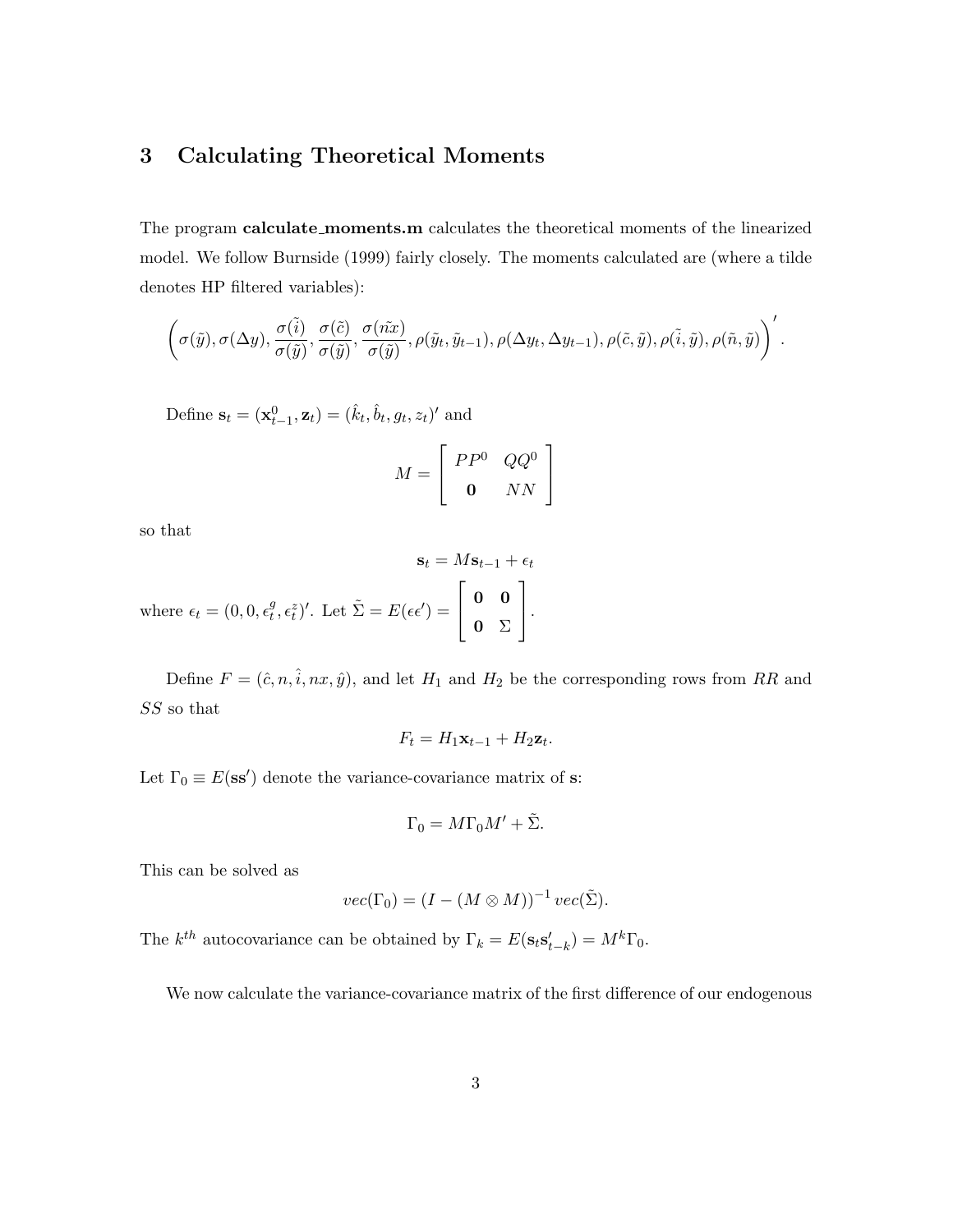## 3 Calculating Theoretical Moments

The program **calculate_moments.m** calculates the theoretical moments of the linearized model. We follow Burnside (1999) fairly closely. The moments calculated are (where a tilde denotes HP filtered variables):

$$\left(\sigma(\tilde{y}), \sigma(\Delta y), \frac{\sigma(\tilde{i})}{\sigma(\tilde{y})}, \frac{\sigma(\tilde{c})}{\sigma(\tilde{y})}, \frac{\sigma(\tilde{nx})}{\sigma(\tilde{y})}, \rho(\tilde{y}_t, \tilde{y}_{t-1}), \rho(\Delta y_t, \Delta y_{t-1}), \rho(\tilde{c}, \tilde{y}), \rho(\tilde{i}, \tilde{y}), \rho(\tilde{n}, \tilde{y})\right)'.$$

Define $\mathbf{s}_t = (\mathbf{x}^0_{t-1}, \mathbf{z}_t) = (\hat{k}_t, \hat{b}_t, g_t, z_t)'$ and

$$M = \begin{bmatrix} PP^0 & QQ^0 \\ \mathbf{0} & NN \end{bmatrix}$$

so that

$$\mathbf{s}_t = M\mathbf{s}_{t-1} + \epsilon_t$$

where $\epsilon_t = (0, 0, \epsilon^g_t, \epsilon^z_t)'$. Let $\tilde{\Sigma} = E(\epsilon\epsilon') = \begin{bmatrix} \mathbf{0} & \mathbf{0} \\ \mathbf{0} & \Sigma \end{bmatrix}$.

Define $F = (\hat{c}, n, \hat{i}, nx, \hat{y})$, and let $H_1$ and $H_2$ be the corresponding rows from $RR$ and $SS$ so that

$$F_t = H_1\mathbf{x}_{t-1} + H_2\mathbf{z}_t.$$

Let $\Gamma_0 \equiv E(\mathbf{s}\mathbf{s}')$ denote the variance-covariance matrix of $\mathbf{s}$:

$$\Gamma_0 = M\Gamma_0 M' + \tilde{\Sigma}.$$

This can be solved as

$$vec(\Gamma_0) = (I - (M \otimes M))^{-1} vec(\tilde{\Sigma}).$$

The $k^{th}$ autocovariance can be obtained by $\Gamma_k = E(\mathbf{s}_t\mathbf{s}'_{t-k}) = M^k\Gamma_0$.

We now calculate the variance-covariance matrix of the first difference of our endogenous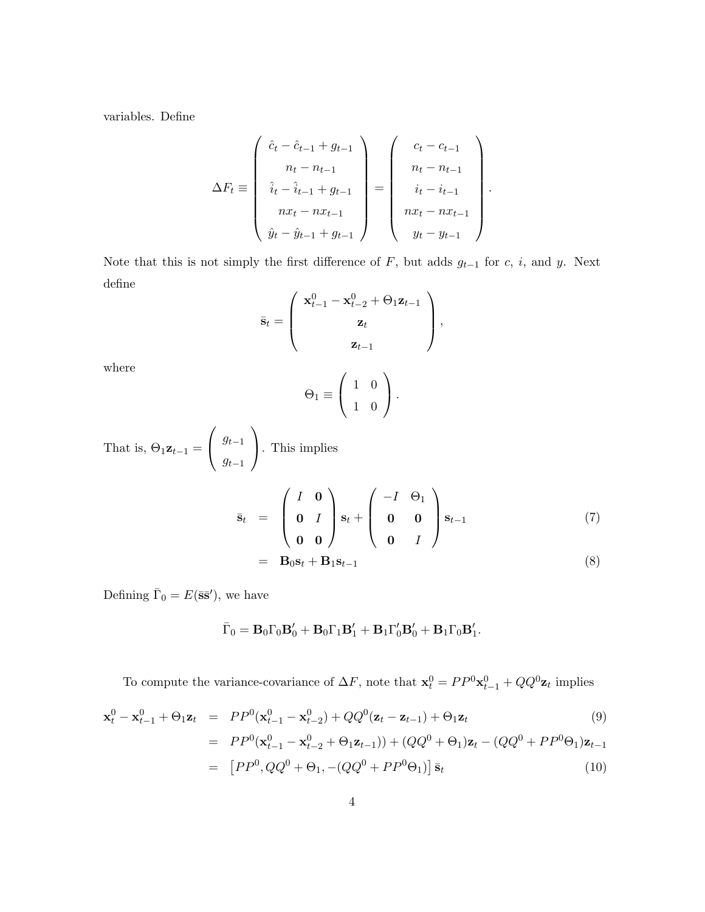variables. Define

$$
\Delta F_t \equiv \begin{pmatrix} \hat{c}_t - \hat{c}_{t-1} + g_{t-1} \\ n_t - n_{t-1} \\ \hat{i}_t - \hat{i}_{t-1} + g_{t-1} \\ nx_t - nx_{t-1} \\ \hat{y}_t - \hat{y}_{t-1} + g_{t-1} \end{pmatrix} = \begin{pmatrix} c_t - c_{t-1} \\ n_t - n_{t-1} \\ i_t - i_{t-1} \\ nx_t - nx_{t-1} \\ y_t - y_{t-1} \end{pmatrix}.
$$

Note that this is not simply the first difference of $F$, but adds $g_{t-1}$ for $c$, $i$, and $y$. Next define

$$
\bar{\mathbf{s}}_t = \begin{pmatrix} \mathbf{x}_{t-1}^0 - \mathbf{x}_{t-2}^0 + \Theta_1 \mathbf{z}_{t-1} \\ \mathbf{z}_t \\ \mathbf{z}_{t-1} \end{pmatrix},
$$

where

$$
\Theta_1 \equiv \begin{pmatrix} 1 & 0 \\ 1 & 0 \end{pmatrix}.
$$

That is, $\Theta_1 \mathbf{z}_{t-1} = \begin{pmatrix} g_{t-1} \\ g_{t-1} \end{pmatrix}$. This implies

$$
\begin{aligned}
\bar{\mathbf{s}}_t &= \begin{pmatrix} I & \mathbf{0} \\ \mathbf{0} & I \\ \mathbf{0} & \mathbf{0} \end{pmatrix} \mathbf{s}_t + \begin{pmatrix} -I & \Theta_1 \\ \mathbf{0} & \mathbf{0} \\ \mathbf{0} & I \end{pmatrix} \mathbf{s}_{t-1} && (7) \\
&= \mathbf{B}_0 \mathbf{s}_t + \mathbf{B}_1 \mathbf{s}_{t-1} && (8)
\end{aligned}
$$

Defining $\bar{\Gamma}_0 = E(\bar{\mathbf{s}}\bar{\mathbf{s}}')$, we have

$$
\bar{\Gamma}_0 = \mathbf{B}_0 \Gamma_0 \mathbf{B}_0' + \mathbf{B}_0 \Gamma_1 \mathbf{B}_1' + \mathbf{B}_1 \Gamma_0' \mathbf{B}_0' + \mathbf{B}_1 \Gamma_0 \mathbf{B}_1'.
$$

To compute the variance-covariance of $\Delta F$, note that $\mathbf{x}_t^0 = PP^0 \mathbf{x}_{t-1}^0 + QQ^0 \mathbf{z}_t$ implies

$$
\begin{aligned}
\mathbf{x}_t^0 - \mathbf{x}_{t-1}^0 + \Theta_1 \mathbf{z}_t &= PP^0(\mathbf{x}_{t-1}^0 - \mathbf{x}_{t-2}^0) + QQ^0(\mathbf{z}_t - \mathbf{z}_{t-1}) + \Theta_1 \mathbf{z}_t && (9) \\
&= PP^0(\mathbf{x}_{t-1}^0 - \mathbf{x}_{t-2}^0 + \Theta_1 \mathbf{z}_{t-1})) + (QQ^0 + \Theta_1)\mathbf{z}_t - (QQ^0 + PP^0 \Theta_1)\mathbf{z}_{t-1} \\
&= \left[ PP^0, QQ^0 + \Theta_1, -(QQ^0 + PP^0 \Theta_1) \right] \bar{\mathbf{s}}_t && (10)
\end{aligned}
$$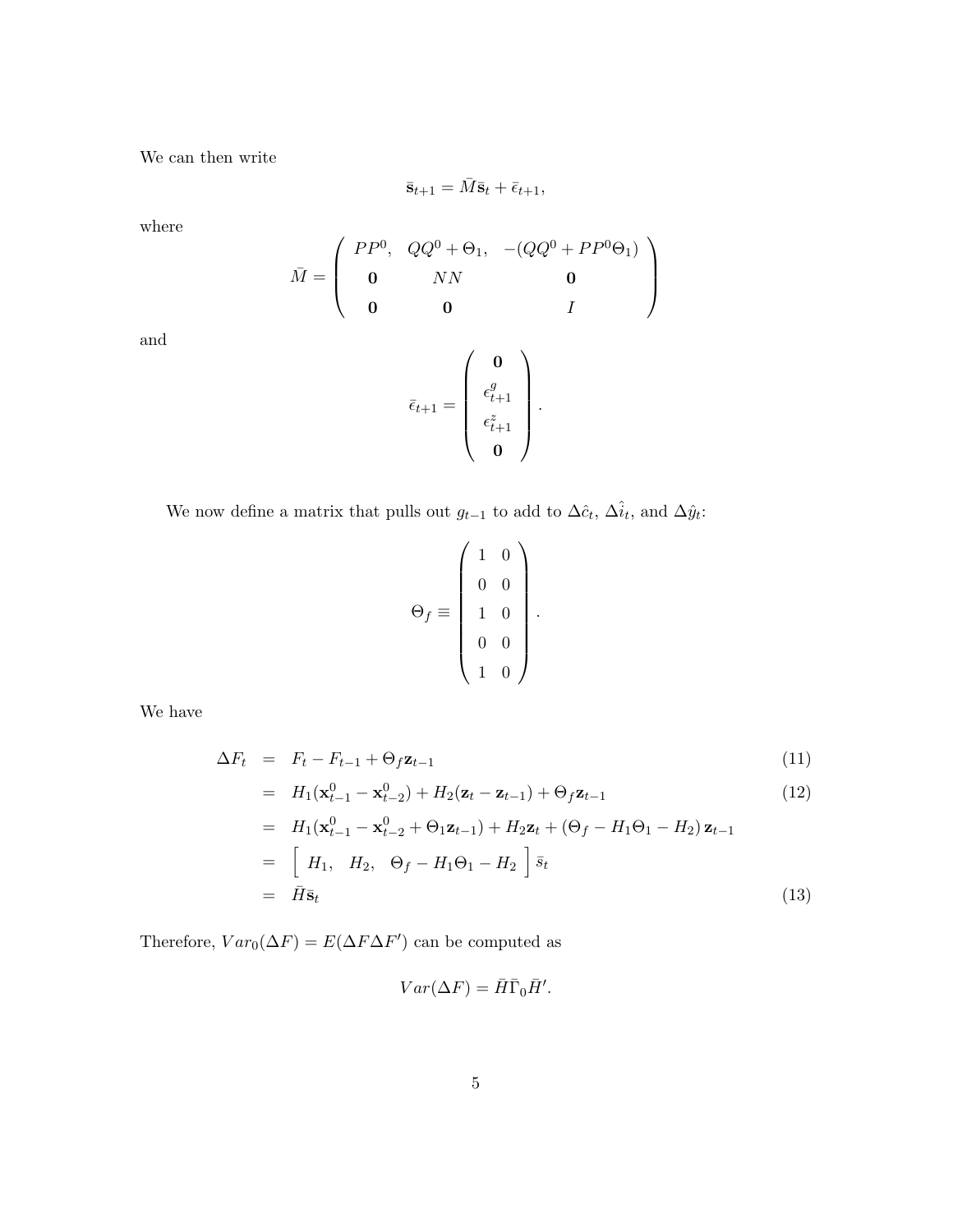We can then write

$$\bar{\mathbf{s}}_{t+1} = \bar{M}\bar{\mathbf{s}}_t + \bar{\epsilon}_{t+1},$$

where

$$\bar{M} = \begin{pmatrix} PP^0, & QQ^0 + \Theta_1, & -(QQ^0 + PP^0\Theta_1) \\ \mathbf{0} & NN & \mathbf{0} \\ \mathbf{0} & \mathbf{0} & I \end{pmatrix}$$

and

$$\bar{\epsilon}_{t+1} = \begin{pmatrix} \mathbf{0} \\ \epsilon^g_{t+1} \\ \epsilon^z_{t+1} \\ \mathbf{0} \end{pmatrix}.$$

We now define a matrix that pulls out $g_{t-1}$ to add to $\Delta\hat{c}_t$, $\Delta\hat{i}_t$, and $\Delta\hat{y}_t$:

$$\Theta_f \equiv \begin{pmatrix} 1 & 0 \\ 0 & 0 \\ 1 & 0 \\ 0 & 0 \\ 1 & 0 \end{pmatrix}.$$

We have

$$\begin{aligned}
\Delta F_t &= F_t - F_{t-1} + \Theta_f \mathbf{z}_{t-1} && (11)\\
&= H_1(\mathbf{x}^0_{t-1} - \mathbf{x}^0_{t-2}) + H_2(\mathbf{z}_t - \mathbf{z}_{t-1}) + \Theta_f \mathbf{z}_{t-1} && (12)\\
&= H_1(\mathbf{x}^0_{t-1} - \mathbf{x}^0_{t-2} + \Theta_1 \mathbf{z}_{t-1}) + H_2 \mathbf{z}_t + (\Theta_f - H_1\Theta_1 - H_2)\,\mathbf{z}_{t-1} \\
&= \begin{bmatrix} H_1, & H_2, & \Theta_f - H_1\Theta_1 - H_2 \end{bmatrix} \bar{s}_t \\
&= \bar{H}\bar{\mathbf{s}}_t && (13)
\end{aligned}$$

Therefore, $Var_0(\Delta F) = E(\Delta F \Delta F')$ can be computed as

$$Var(\Delta F) = \bar{H}\bar{\Gamma}_0\bar{H}'.$$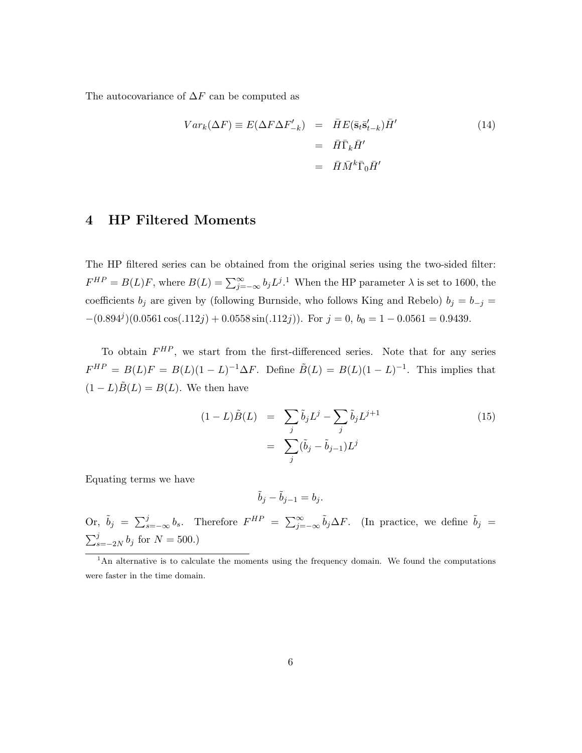The autocovariance of $\Delta F$ can be computed as

$$
\begin{aligned}
Var_k(\Delta F) \equiv E(\Delta F \Delta F'_{-k}) &= \bar{H} E(\bar{\mathbf{s}}_t \bar{\mathbf{s}}'_{t-k}) \bar{H}' \\
&= \bar{H} \bar{\Gamma}_k \bar{H}' \\
&= \bar{H} \bar{M}^k \bar{\Gamma}_0 \bar{H}'
\end{aligned}
\tag{14}
$$

## 4 HP Filtered Moments

The HP filtered series can be obtained from the original series using the two-sided filter: $F^{HP} = B(L)F$, where $B(L) = \sum_{j=-\infty}^{\infty} b_j L^j$.[1] When the HP parameter $\lambda$ is set to 1600, the coefficients $b_j$ are given by (following Burnside, who follows King and Rebelo) $b_j = b_{-j} = -(0.894^j)(0.0561\cos(.112j) + 0.0558\sin(.112j))$. For $j = 0$, $b_0 = 1 - 0.0561 = 0.9439$.

To obtain $F^{HP}$, we start from the first-differenced series. Note that for any series $F^{HP} = B(L)F = B(L)(1-L)^{-1}\Delta F$. Define $\tilde{B}(L) = B(L)(1-L)^{-1}$. This implies that $(1-L)\tilde{B}(L) = B(L)$. We then have

$$
\begin{aligned}
(1-L)\tilde{B}(L) &= \sum_j \tilde{b}_j L^j - \sum_j \tilde{b}_j L^{j+1} \\
&= \sum_j (\tilde{b}_j - \tilde{b}_{j-1}) L^j
\end{aligned}
\tag{15}
$$

Equating terms we have

$$
\tilde{b}_j - \tilde{b}_{j-1} = b_j.
$$

Or, $\tilde{b}_j = \sum_{s=-\infty}^{j} b_s$. Therefore $F^{HP} = \sum_{j=-\infty}^{\infty} \tilde{b}_j \Delta F$. (In practice, we define $\tilde{b}_j = \sum_{s=-2N}^{j} b_j$ for $N = 500$.)

[1] An alternative is to calculate the moments using the frequency domain. We found the computations were faster in the time domain.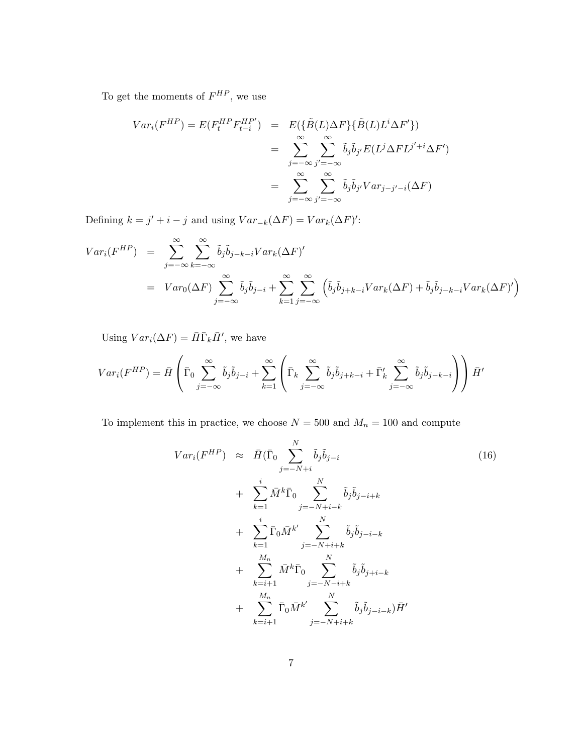To get the moments of $F^{HP}$, we use

$$
\begin{aligned}
Var_i(F^{HP}) = E(F_t^{HP} F_{t-i}^{HP'}) &= E(\{\tilde{B}(L)\Delta F\}\{\tilde{B}(L)L^i \Delta F'\}) \\
&= \sum_{j=-\infty}^{\infty} \sum_{j'=-\infty}^{\infty} \tilde{b}_j \tilde{b}_{j'} E(L^j \Delta F L^{j'+i} \Delta F') \\
&= \sum_{j=-\infty}^{\infty} \sum_{j'=-\infty}^{\infty} \tilde{b}_j \tilde{b}_{j'} Var_{j-j'-i}(\Delta F)
\end{aligned}
$$

Defining $k = j' + i - j$ and using $Var_{-k}(\Delta F) = Var_k(\Delta F)'$:

$$
\begin{aligned}
Var_i(F^{HP}) &= \sum_{j=-\infty}^{\infty} \sum_{k=-\infty}^{\infty} \tilde{b}_j \tilde{b}_{j-k-i} Var_k(\Delta F)' \\
&= Var_0(\Delta F) \sum_{j=-\infty}^{\infty} \tilde{b}_j \tilde{b}_{j-i} + \sum_{k=1}^{\infty} \sum_{j=-\infty}^{\infty} \left( \tilde{b}_j \tilde{b}_{j+k-i} Var_k(\Delta F) + \tilde{b}_j \tilde{b}_{j-k-i} Var_k(\Delta F)' \right)
\end{aligned}
$$

Using $Var_i(\Delta F) = \bar{H}\bar{\Gamma}_k \bar{H}'$, we have

$$
Var_i(F^{HP}) = \bar{H} \left( \bar{\Gamma}_0 \sum_{j=-\infty}^{\infty} \tilde{b}_j \tilde{b}_{j-i} + \sum_{k=1}^{\infty} \left( \bar{\Gamma}_k \sum_{j=-\infty}^{\infty} \tilde{b}_j \tilde{b}_{j+k-i} + \bar{\Gamma}_k' \sum_{j=-\infty}^{\infty} \tilde{b}_j \tilde{b}_{j-k-i} \right) \right) \bar{H}'
$$

To implement this in practice, we choose $N = 500$ and $M_n = 100$ and compute

$$
\begin{aligned}
Var_i(F^{HP}) \approx\ & \bar{H}(\bar{\Gamma}_0 \sum_{j=-N+i}^{N} \tilde{b}_j \tilde{b}_{j-i} \\
& + \sum_{k=1}^{i} \bar{M}^k \bar{\Gamma}_0 \sum_{j=-N+i-k}^{N} \tilde{b}_j \tilde{b}_{j-i+k} \\
& + \sum_{k=1}^{i} \bar{\Gamma}_0 \bar{M}^{k'} \sum_{j=-N+i+k}^{N} \tilde{b}_j \tilde{b}_{j-i-k} \\
& + \sum_{k=i+1}^{M_n} \bar{M}^k \bar{\Gamma}_0 \sum_{j=-N-i+k}^{N} \tilde{b}_j \tilde{b}_{j+i-k} \\
& + \sum_{k=i+1}^{M_n} \bar{\Gamma}_0 \bar{M}^{k'} \sum_{j=-N+i+k}^{N} \tilde{b}_j \tilde{b}_{j-i-k}) \bar{H}'
\end{aligned}
\tag{16}
$$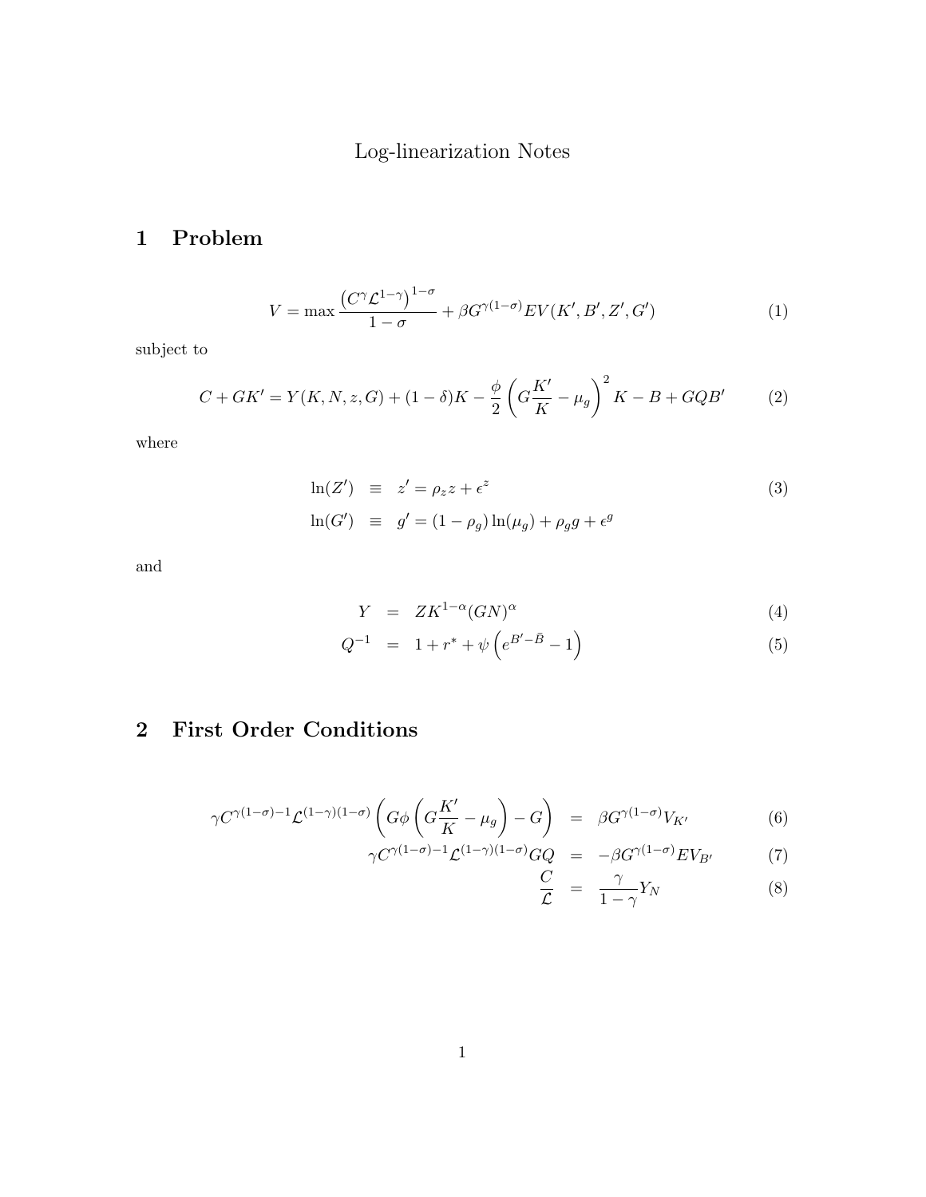# Log-linearization Notes

## 1 Problem

$$V = \max \frac{\left(C^{\gamma}\mathcal{L}^{1-\gamma}\right)^{1-\sigma}}{1-\sigma} + \beta G^{\gamma(1-\sigma)} EV(K', B', Z', G') \tag{1}$$

subject to

$$C + GK' = Y(K, N, z, G) + (1-\delta)K - \frac{\phi}{2}\left(G\frac{K'}{K} - \mu_g\right)^2 K - B + GQB' \tag{2}$$

where

$$\begin{aligned} \ln(Z') &\equiv z' = \rho_z z + \epsilon^z \\ \ln(G') &\equiv g' = (1-\rho_g)\ln(\mu_g) + \rho_g g + \epsilon^g \end{aligned} \tag{3}$$

and

$$Y = ZK^{1-\alpha}(GN)^{\alpha} \tag{4}$$

$$Q^{-1} = 1 + r^* + \psi\left(e^{B'-\bar{B}} - 1\right) \tag{5}$$

## 2 First Order Conditions

$$\gamma C^{\gamma(1-\sigma)-1}\mathcal{L}^{(1-\gamma)(1-\sigma)}\left(G\phi\left(G\frac{K'}{K} - \mu_g\right) - G\right) = \beta G^{\gamma(1-\sigma)} V_{K'} \tag{6}$$

$$\gamma C^{\gamma(1-\sigma)-1}\mathcal{L}^{(1-\gamma)(1-\sigma)} GQ = -\beta G^{\gamma(1-\sigma)} EV_{B'} \tag{7}$$

$$\frac{C}{\mathcal{L}} = \frac{\gamma}{1-\gamma} Y_N \tag{8}$$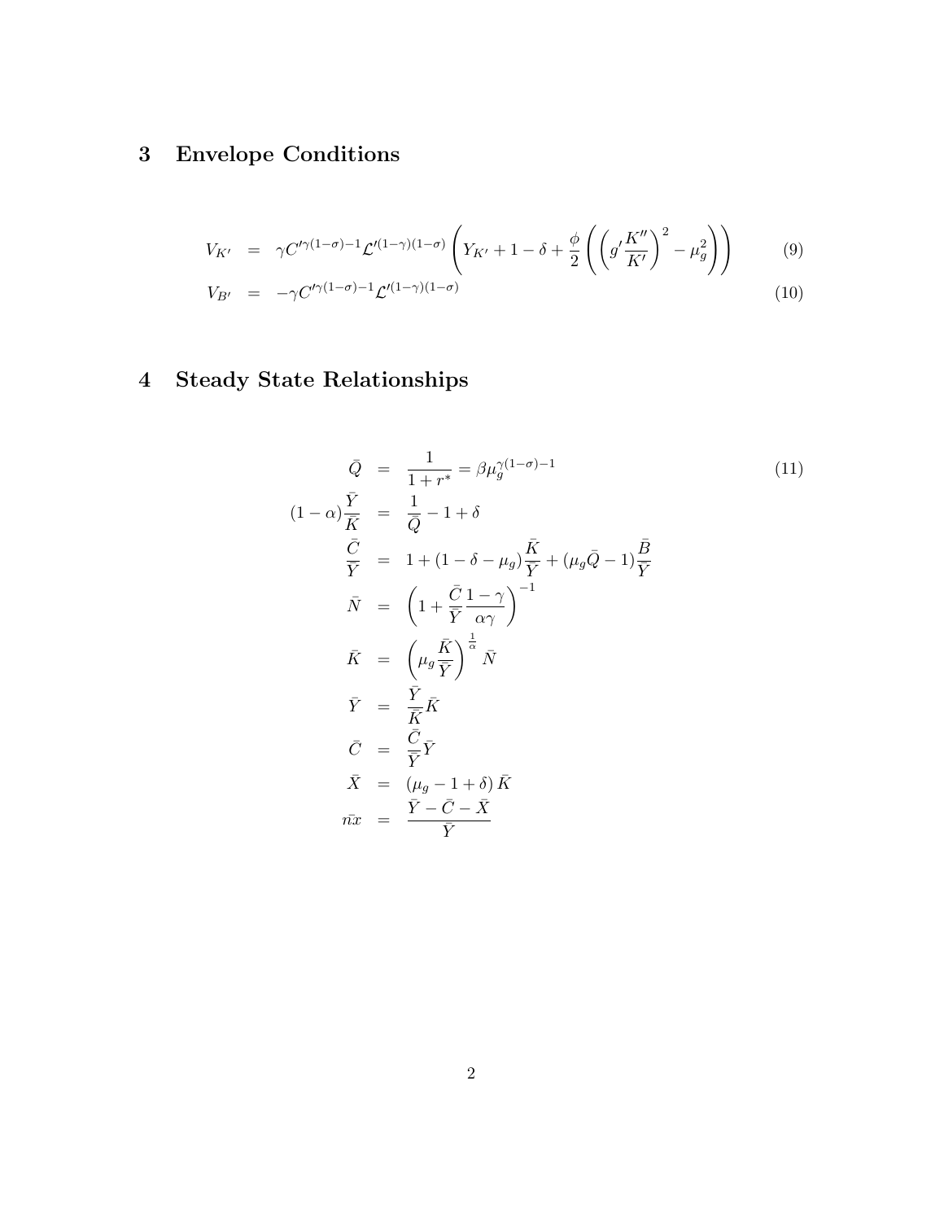## 3 Envelope Conditions

$$
\begin{aligned}
V_{K'} &= \gamma C'^{\gamma(1-\sigma)-1} \mathcal{L}'^{(1-\gamma)(1-\sigma)} \left( Y_{K'} + 1 - \delta + \frac{\phi}{2} \left( \left( g' \frac{K''}{K'} \right)^2 - \mu_g^2 \right) \right) && (9) \\
V_{B'} &= -\gamma C'^{\gamma(1-\sigma)-1} \mathcal{L}'^{(1-\gamma)(1-\sigma)} && (10)
\end{aligned}
$$

## 4 Steady State Relationships

$$
\begin{aligned}
\bar{Q} &= \frac{1}{1+r^*} = \beta \mu_g^{\gamma(1-\sigma)-1} && (11) \\
(1-\alpha)\frac{\bar{Y}}{\bar{K}} &= \frac{1}{\bar{Q}} - 1 + \delta \\
\frac{\bar{C}}{\bar{Y}} &= 1 + (1 - \delta - \mu_g)\frac{\bar{K}}{\bar{Y}} + (\mu_g \bar{Q} - 1)\frac{\bar{B}}{\bar{Y}} \\
\bar{N} &= \left( 1 + \frac{\bar{C}}{\bar{Y}} \frac{1-\gamma}{\alpha\gamma} \right)^{-1} \\
\bar{K} &= \left( \mu_g \frac{\bar{K}}{\bar{Y}} \right)^{\frac{1}{\alpha}} \bar{N} \\
\bar{Y} &= \frac{\bar{Y}}{\bar{K}} \bar{K} \\
\bar{C} &= \frac{\bar{C}}{\bar{Y}} \bar{Y} \\
\bar{X} &= (\mu_g - 1 + \delta)\, \bar{K} \\
\bar{nx} &= \frac{\bar{Y} - \bar{C} - \bar{X}}{\bar{Y}}
\end{aligned}
$$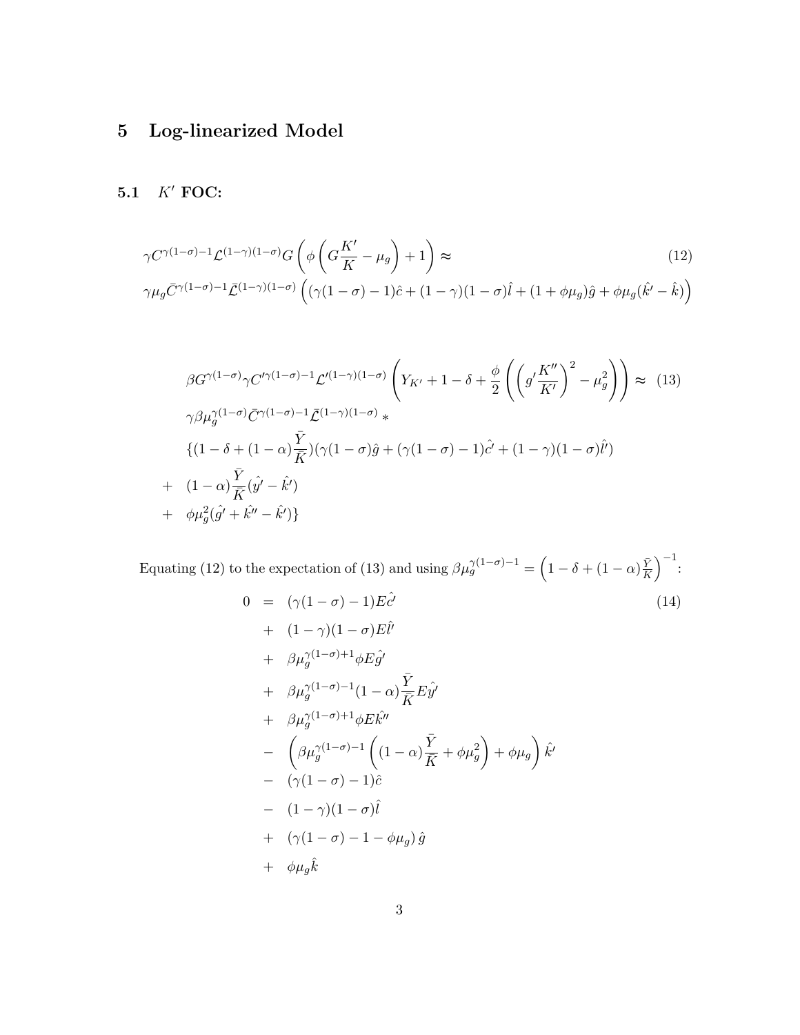## 5 Log-linearized Model

### 5.1 $K'$ FOC:

$$
\begin{aligned}
&\gamma C^{\gamma(1-\sigma)-1}\mathcal{L}^{(1-\gamma)(1-\sigma)}G\left(\phi\left(G\frac{K'}{K}-\mu_g\right)+1\right)\approx \\
&\gamma\mu_g\bar{C}^{\gamma(1-\sigma)-1}\bar{\mathcal{L}}^{(1-\gamma)(1-\sigma)}\left((\gamma(1-\sigma)-1)\hat{c}+(1-\gamma)(1-\sigma)\hat{l}+(1+\phi\mu_g)\hat{g}+\phi\mu_g(\hat{k}'-\hat{k})\right)
\end{aligned}
\tag{12}
$$

$$
\begin{aligned}
&\beta G^{\gamma(1-\sigma)}\gamma C'^{\gamma(1-\sigma)-1}\mathcal{L}'^{(1-\gamma)(1-\sigma)}\left(Y_{K'}+1-\delta+\frac{\phi}{2}\left(\left(g'\frac{K''}{K'}\right)^2-\mu_g^2\right)\right)\approx \\
&\gamma\beta\mu_g^{\gamma(1-\sigma)}\bar{C}^{\gamma(1-\sigma)-1}\bar{\mathcal{L}}^{(1-\gamma)(1-\sigma)} * \\
&\{(1-\delta+(1-\alpha)\frac{\bar{Y}}{\bar{K}})(\gamma(1-\sigma)\hat{g}+(\gamma(1-\sigma)-1)\hat{c'}+(1-\gamma)(1-\sigma)\hat{l'}) \\
+ \quad &(1-\alpha)\frac{\bar{Y}}{\bar{K}}(\hat{y'}-\hat{k'}) \\
+ \quad &\phi\mu_g^2(\hat{g'}+\hat{k''}-\hat{k'})\}
\end{aligned}
\tag{13}
$$

Equating (12) to the expectation of (13) and using $\beta\mu_g^{\gamma(1-\sigma)-1}=\left(1-\delta+(1-\alpha)\frac{\bar{Y}}{\bar{K}}\right)^{-1}$:

$$
\begin{aligned}
0 \quad = \quad &(\gamma(1-\sigma)-1)E\hat{c'} \\
+ \quad &(1-\gamma)(1-\sigma)E\hat{l'} \\
+ \quad &\beta\mu_g^{\gamma(1-\sigma)+1}\phi E\hat{g'} \\
+ \quad &\beta\mu_g^{\gamma(1-\sigma)-1}(1-\alpha)\frac{\bar{Y}}{\bar{K}}E\hat{y'} \\
+ \quad &\beta\mu_g^{\gamma(1-\sigma)+1}\phi E\hat{k''} \\
- \quad &\left(\beta\mu_g^{\gamma(1-\sigma)-1}\left((1-\alpha)\frac{\bar{Y}}{\bar{K}}+\phi\mu_g^2\right)+\phi\mu_g\right)\hat{k'} \\
- \quad &(\gamma(1-\sigma)-1)\hat{c} \\
- \quad &(1-\gamma)(1-\sigma)\hat{l} \\
+ \quad &(\gamma(1-\sigma)-1-\phi\mu_g)\,\hat{g} \\
+ \quad &\phi\mu_g\hat{k}
\end{aligned}
\tag{14}
$$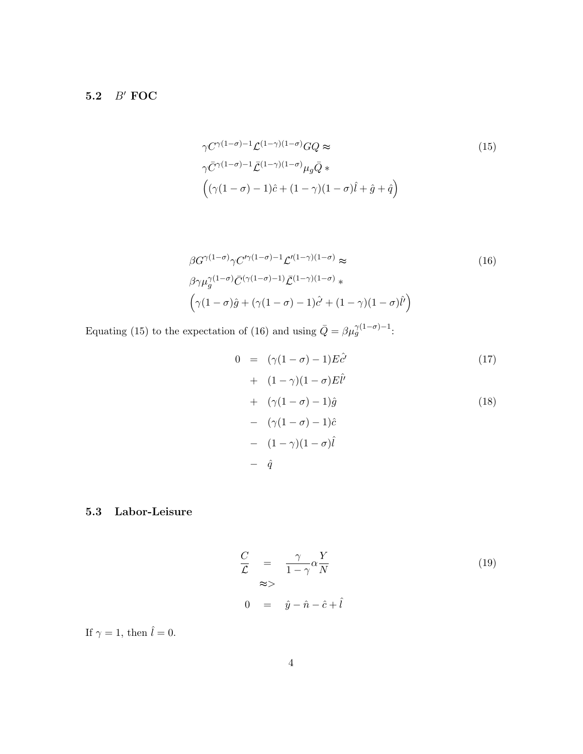### 5.2 $B'$ FOC

$$
\begin{aligned}
&\gamma C^{\gamma(1-\sigma)-1}\mathcal{L}^{(1-\gamma)(1-\sigma)}GQ \approx \\
&\gamma \bar{C}^{\gamma(1-\sigma)-1}\bar{\mathcal{L}}^{(1-\gamma)(1-\sigma)}\mu_g \bar{Q} \,* \\
&\Big((\gamma(1-\sigma)-1)\hat{c} + (1-\gamma)(1-\sigma)\hat{l} + \hat{g} + \hat{q}\Big)
\end{aligned} \tag{15}
$$

$$
\begin{aligned}
&\beta G^{\gamma(1-\sigma)}\gamma C'^{\gamma(1-\sigma)-1}\mathcal{L}'^{(1-\gamma)(1-\sigma)} \approx \\
&\beta\gamma\mu_g^{\gamma(1-\sigma)}\bar{C}^{(\gamma(1-\sigma)-1)}\bar{\mathcal{L}}^{(1-\gamma)(1-\sigma)} \,* \\
&\Big(\gamma(1-\sigma)\hat{g} + (\gamma(1-\sigma)-1)\hat{c'} + (1-\gamma)(1-\sigma)\hat{l'}\Big)
\end{aligned} \tag{16}
$$

Equating (15) to the expectation of (16) and using $\bar{Q} = \beta\mu_g^{\gamma(1-\sigma)-1}$:

$$
\begin{aligned}
0 &= (\gamma(1-\sigma)-1)E\hat{c'} && (17)\\
&+ (1-\gamma)(1-\sigma)E\hat{l'} \\
&+ (\gamma(1-\sigma)-1)\hat{g} && (18)\\
&- (\gamma(1-\sigma)-1)\hat{c} \\
&- (1-\gamma)(1-\sigma)\hat{l} \\
&- \hat{q}
\end{aligned}
$$

### 5.3 Labor-Leisure

$$
\begin{aligned}
\frac{C}{\mathcal{L}} &= \frac{\gamma}{1-\gamma}\alpha\frac{Y}{N} \\
&\approx> \\
0 &= \hat{y} - \hat{n} - \hat{c} + \hat{l}
\end{aligned} \tag{19}
$$

If $\gamma = 1$, then $\hat{l} = 0$.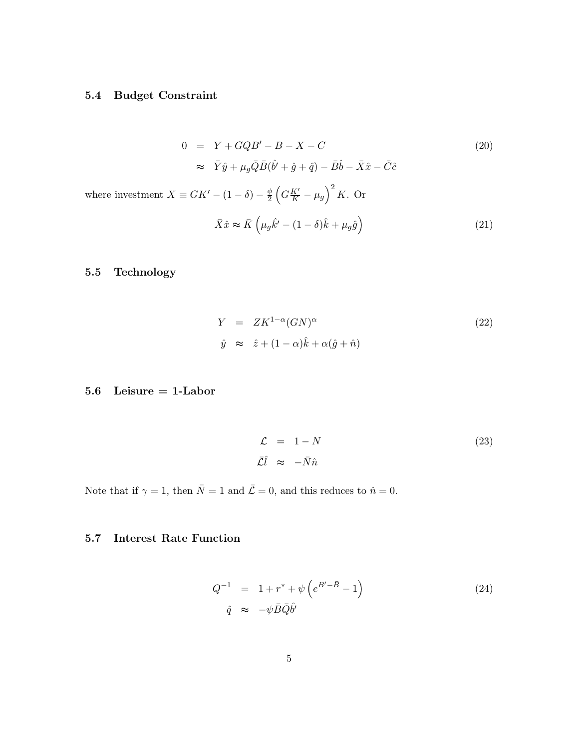### 5.4 Budget Constraint

$$
\begin{aligned}
0 &= Y + GQB' - B - X - C \qquad (20) \\
&\approx \bar{Y}\hat{y} + \mu_g \bar{Q}\bar{B}(\hat{b}' + \hat{g} + \hat{q}) - \bar{B}\hat{b} - \bar{X}\hat{x} - \bar{C}\hat{c}
\end{aligned}
$$

where investment $X \equiv GK' - (1-\delta) - \frac{\phi}{2}\left(G\frac{K'}{K} - \mu_g\right)^2 K$. Or

$$
\bar{X}\hat{x} \approx \bar{K}\left(\mu_g \hat{k}' - (1-\delta)\hat{k} + \mu_g \hat{g}\right) \qquad (21)
$$

### 5.5 Technology

$$
\begin{aligned}
Y &= ZK^{1-\alpha}(GN)^{\alpha} \qquad (22) \\
\hat{y} &\approx \hat{z} + (1-\alpha)\hat{k} + \alpha(\hat{g} + \hat{n})
\end{aligned}
$$

### 5.6 Leisure = 1-Labor

$$
\begin{aligned}
\mathcal{L} &= 1 - N \qquad (23) \\
\bar{\mathcal{L}}\hat{l} &\approx -\bar{N}\hat{n}
\end{aligned}
$$

Note that if $\gamma = 1$, then $\bar{N} = 1$ and $\bar{\mathcal{L}} = 0$, and this reduces to $\hat{n} = 0$.

### 5.7 Interest Rate Function

$$
\begin{aligned}
Q^{-1} &= 1 + r^* + \psi\left(e^{B' - \bar{B}} - 1\right) \qquad (24) \\
\hat{q} &\approx -\psi \bar{B}\bar{Q}\hat{b}'
\end{aligned}
$$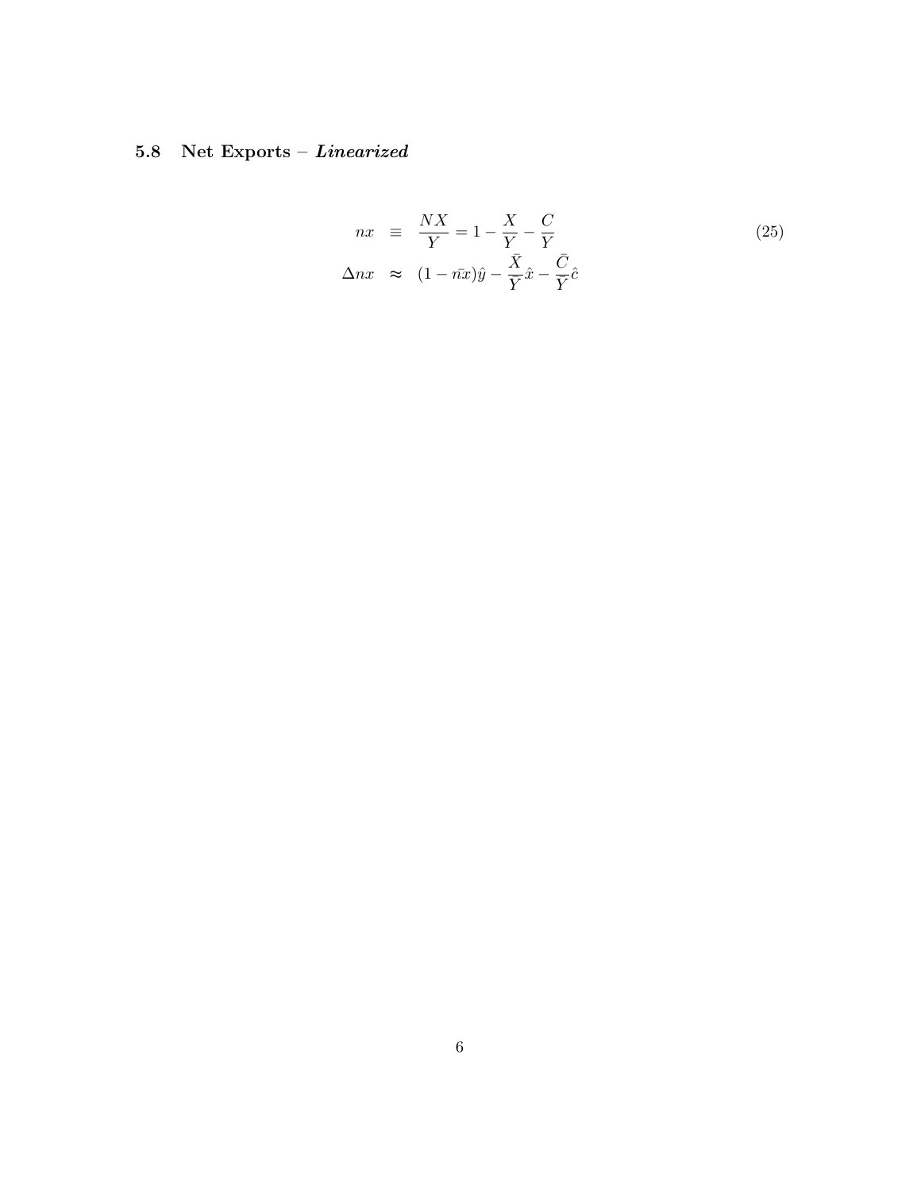### 5.8 Net Exports – *Linearized*

$$
\begin{aligned}
nx &\equiv \frac{NX}{Y} = 1 - \frac{X}{Y} - \frac{C}{Y} \\
\Delta nx &\approx (1 - \bar{nx})\hat{y} - \frac{\bar{X}}{\bar{Y}}\hat{x} - \frac{\bar{C}}{\bar{Y}}\hat{c}
\end{aligned}
\tag{25}
$$